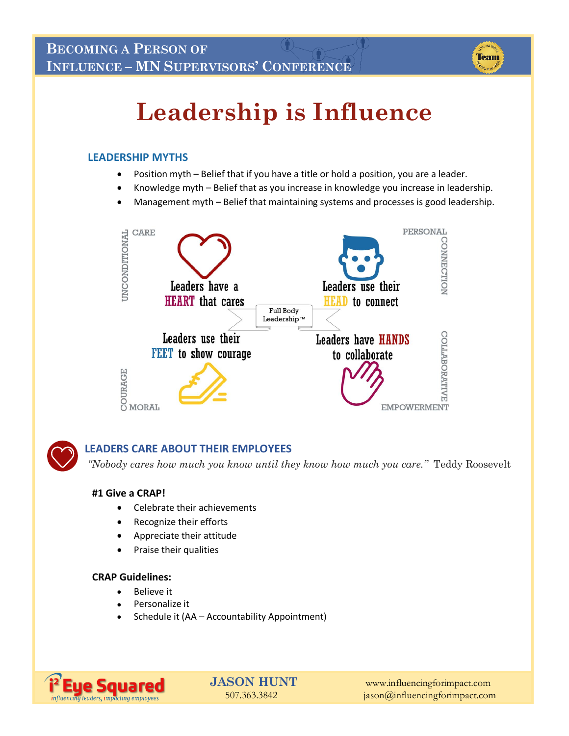# Leadership is Influence

## LEADERSHIP MYTHS

- Position myth – Belief that if you have a title or hold a position, you are a leader.
- Knowledge myth – Belief that as you increase in knowledge you increase in leadership.
- Management myth – Belief that maintaining systems and processes is good leadership.

UNCONDITIONAL CARE

Leaders have a HEART that cares

PERSONAL CONNECTION

Leaders use their HEAD to connect

Full Body Leadership™

Leaders use their FEET to show courage

MORAL COURAGE

Leaders have HANDS to collaborate

COLLABORATIVE EMPOWERMENT

## LEADERS CARE ABOUT THEIR EMPLOYEES

*"Nobody cares how much you know until they know how much you care."* Teddy Roosevelt

**#1 Give a CRAP!**

- Celebrate their achievements
- Recognize their efforts
- Appreciate their attitude
- Praise their qualities

**CRAP Guidelines:**

- Believe it
- Personalize it
- Schedule it (AA – Accountability Appointment)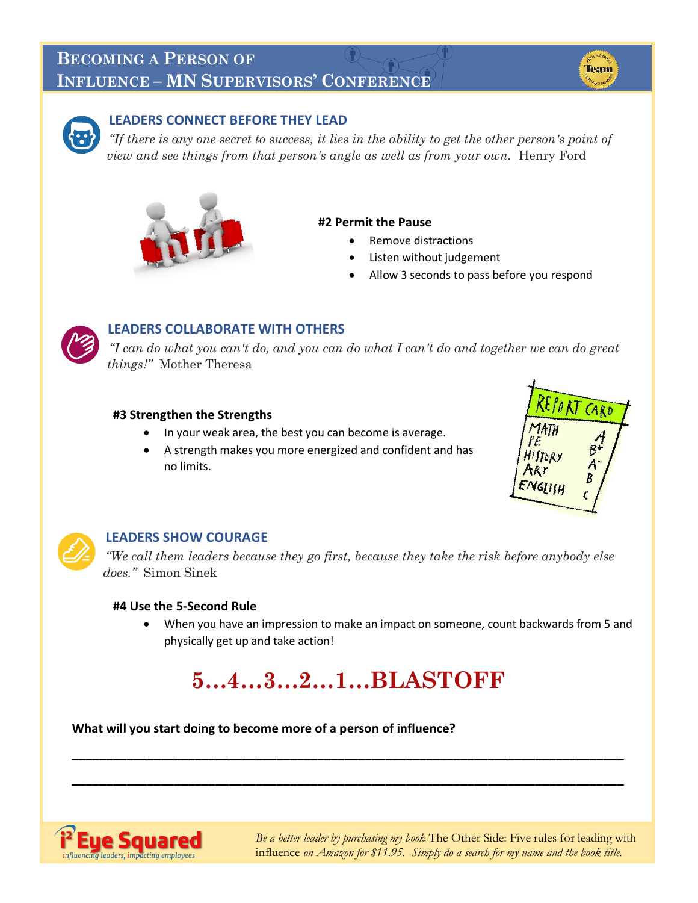# Becoming a Person of Influence – MN Supervisors' Conference

## LEADERS CONNECT BEFORE THEY LEAD

*"If there is any one secret to success, it lies in the ability to get the other person's point of view and see things from that person's angle as well as from your own.* Henry Ford

### #2 Permit the Pause

- Remove distractions
- Listen without judgement
- Allow 3 seconds to pass before you respond

## LEADERS COLLABORATE WITH OTHERS

*"I can do what you can't do, and you can do what I can't do and together we can do great things!"* Mother Theresa

### #3 Strengthen the Strengths

- In your weak area, the best you can become is average.
- A strength makes you more energized and confident and has no limits.

## LEADERS SHOW COURAGE

*"We call them leaders because they go first, because they take the risk before anybody else does."* Simon Sinek

### #4 Use the 5-Second Rule

- When you have an impression to make an impact on someone, count backwards from 5 and physically get up and take action!

# 5…4…3…2…1…BLASTOFF

**What will you start doing to become more of a person of influence?**

\_\_\_\_\_\_\_\_\_\_\_\_\_\_\_\_\_\_\_\_\_\_\_\_\_\_\_\_\_\_\_\_\_\_\_\_\_\_\_\_\_\_\_\_\_\_\_\_\_\_\_\_\_\_\_\_\_\_\_\_\_\_\_\_\_\_\_\_\_\_\_\_

\_\_\_\_\_\_\_\_\_\_\_\_\_\_\_\_\_\_\_\_\_\_\_\_\_\_\_\_\_\_\_\_\_\_\_\_\_\_\_\_\_\_\_\_\_\_\_\_\_\_\_\_\_\_\_\_\_\_\_\_\_\_\_\_\_\_\_\_\_\_\_\_

i² Eye Squared – influencing leaders, impacting employees

*Be a better leader by purchasing my book* The Other Side: Five rules for leading with influence *on Amazon for $11.95. Simply do a search for my name and the book title.*